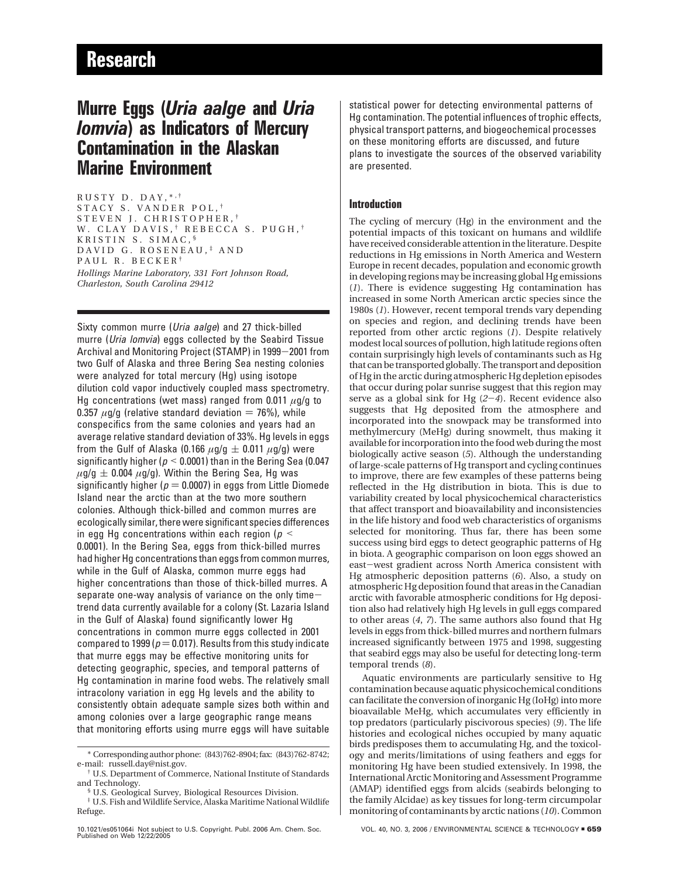# Research

# Murre Eggs (*Uria aalge* and *Uria lomvia*) as Indicators of Mercury Contamination in the Alaskan Marine Environment

RUSTY D. DAY,*[,†] STACY S. VANDER POL,[†] STEVEN J. CHRISTOPHER,[†] W. CLAY DAVIS,[†] REBECCA S. PUGH,[†] KRISTIN S. SIMAC,[§] DAVID G. ROSENEAU,[‡] AND PAUL R. BECKER[†]

*Hollings Marine Laboratory, 331 Fort Johnson Road, Charleston, South Carolina 29412*

Sixty common murre (*Uria aalge*) and 27 thick-billed murre (*Uria lomvia*) eggs collected by the Seabird Tissue Archival and Monitoring Project (STAMP) in 1999–2001 from two Gulf of Alaska and three Bering Sea nesting colonies were analyzed for total mercury (Hg) using isotope dilution cold vapor inductively coupled mass spectrometry. Hg concentrations (wet mass) ranged from 0.011 $\mu$g/g to 0.357 $\mu$g/g (relative standard deviation = 76%), while conspecifics from the same colonies and years had an average relative standard deviation of 33%. Hg levels in eggs from the Gulf of Alaska (0.166 $\mu$g/g $\pm$ 0.011 $\mu$g/g) were significantly higher ($p < 0.0001$) than in the Bering Sea (0.047 $\mu$g/g $\pm$ 0.004 $\mu$g/g). Within the Bering Sea, Hg was significantly higher ($p = 0.0007$) in eggs from Little Diomede Island near the arctic than at the two more southern colonies. Although thick-billed and common murres are ecologically similar, there were significant species differences in egg Hg concentrations within each region ($p < 0.0001$). In the Bering Sea, eggs from thick-billed murres had higher Hg concentrations than eggs from common murres, while in the Gulf of Alaska, common murre eggs had higher concentrations than those of thick-billed murres. A separate one-way analysis of variance on the only time–trend data currently available for a colony (St. Lazaria Island in the Gulf of Alaska) found significantly lower Hg concentrations in common murre eggs collected in 2001 compared to 1999 ($p = 0.017$). Results from this study indicate that murre eggs may be effective monitoring units for detecting geographic, species, and temporal patterns of Hg contamination in marine food webs. The relatively small intracolony variation in egg Hg levels and the ability to consistently obtain adequate sample sizes both within and among colonies over a large geographic range means that monitoring efforts using murre eggs will have suitable statistical power for detecting environmental patterns of Hg contamination. The potential influences of trophic effects, physical transport patterns, and biogeochemical processes on these monitoring efforts are discussed, and future plans to investigate the sources of the observed variability are presented.

* Corresponding author phone: (843)762-8904; fax: (843)762-8742; e-mail: russell.day@nist.gov.

[†] U.S. Department of Commerce, National Institute of Standards and Technology.

[§] U.S. Geological Survey, Biological Resources Division.

[‡] U.S. Fish and Wildlife Service, Alaska Maritime National Wildlife Refuge.

## Introduction

The cycling of mercury (Hg) in the environment and the potential impacts of this toxicant on humans and wildlife have received considerable attention in the literature. Despite reductions in Hg emissions in North America and Western Europe in recent decades, population and economic growth in developing regions may be increasing global Hg emissions (*1*). There is evidence suggesting Hg contamination has increased in some North American arctic species since the 1980s (*1*). However, recent temporal trends vary depending on species and region, and declining trends have been reported from other arctic regions (*1*). Despite relatively modest local sources of pollution, high latitude regions often contain surprisingly high levels of contaminants such as Hg that can be transported globally. The transport and deposition of Hg in the arctic during atmospheric Hg depletion episodes that occur during polar sunrise suggest that this region may serve as a global sink for Hg (*2*–*4*). Recent evidence also suggests that Hg deposited from the atmosphere and incorporated into the snowpack may be transformed into methylmercury (MeHg) during snowmelt, thus making it available for incorporation into the food web during the most biologically active season (*5*). Although the understanding of large-scale patterns of Hg transport and cycling continues to improve, there are few examples of these patterns being reflected in the Hg distribution in biota. This is due to variability created by local physicochemical characteristics that affect transport and bioavailability and inconsistencies in the life history and food web characteristics of organisms selected for monitoring. Thus far, there has been some success using bird eggs to detect geographic patterns of Hg in biota. A geographic comparison on loon eggs showed an east–west gradient across North America consistent with Hg atmospheric deposition patterns (*6*). Also, a study on atmospheric Hg deposition found that areas in the Canadian arctic with favorable atmospheric conditions for Hg deposition also had relatively high Hg levels in gull eggs compared to other areas (*4*, *7*). The same authors also found that Hg levels in eggs from thick-billed murres and northern fulmars increased significantly between 1975 and 1998, suggesting that seabird eggs may also be useful for detecting long-term temporal trends (*8*).

Aquatic environments are particularly sensitive to Hg contamination because aquatic physicochemical conditions can facilitate the conversion of inorganic Hg (IoHg) into more bioavailable MeHg, which accumulates very efficiently in top predators (particularly piscivorous species) (*9*). The life histories and ecological niches occupied by many aquatic birds predisposes them to accumulating Hg, and the toxicology and merits/limitations of using feathers and eggs for monitoring Hg have been studied extensively. In 1998, the International Arctic Monitoring and Assessment Programme (AMAP) identified eggs from alcids (seabirds belonging to the family Alcidae) as key tissues for long-term circumpolar monitoring of contaminants by arctic nations (*10*). Common

10.1021/es051064i Not subject to U.S. Copyright. Publ. 2006 Am. Chem. Soc.
Published on Web 12/22/2005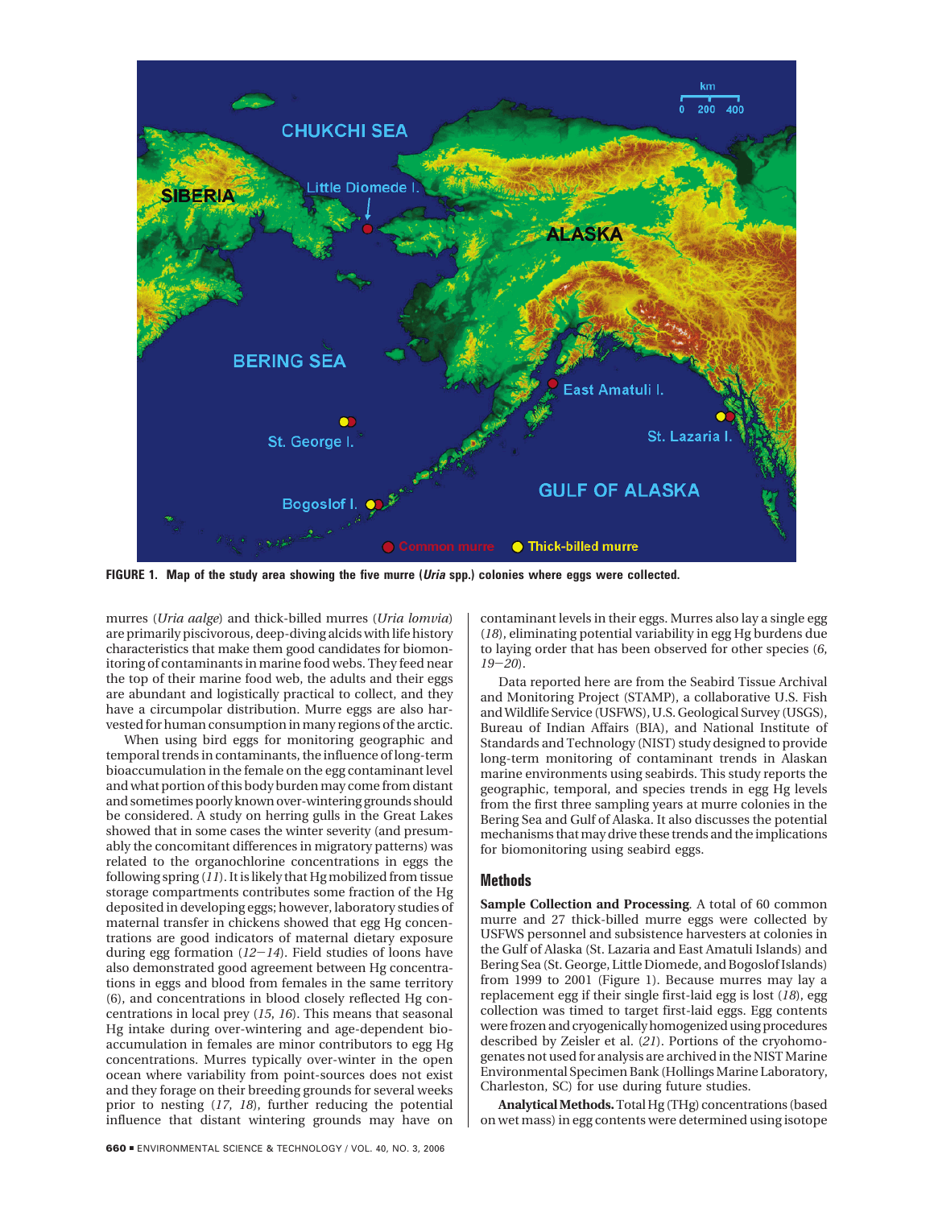**FIGURE 1. Map of the study area showing the five murre (*Uria* spp.) colonies where eggs were collected.**

murres (*Uria aalge*) and thick-billed murres (*Uria lomvia*) are primarily piscivorous, deep-diving alcids with life history characteristics that make them good candidates for biomonitoring of contaminants in marine food webs. They feed near the top of their marine food web, the adults and their eggs are abundant and logistically practical to collect, and they have a circumpolar distribution. Murre eggs are also harvested for human consumption in many regions of the arctic.

When using bird eggs for monitoring geographic and temporal trends in contaminants, the influence of long-term bioaccumulation in the female on the egg contaminant level and what portion of this body burden may come from distant and sometimes poorly known over-wintering grounds should be considered. A study on herring gulls in the Great Lakes showed that in some cases the winter severity (and presumably the concomitant differences in migratory patterns) was related to the organochlorine concentrations in eggs the following spring (*11*). It is likely that Hg mobilized from tissue storage compartments contributes some fraction of the Hg deposited in developing eggs; however, laboratory studies of maternal transfer in chickens showed that egg Hg concentrations are good indicators of maternal dietary exposure during egg formation (*12*−*14*). Field studies of loons have also demonstrated good agreement between Hg concentrations in eggs and blood from females in the same territory (*6*), and concentrations in blood closely reflected Hg concentrations in local prey (*15*, *16*). This means that seasonal Hg intake during over-wintering and age-dependent bioaccumulation in females are minor contributors to egg Hg concentrations. Murres typically over-winter in the open ocean where variability from point-sources does not exist and they forage on their breeding grounds for several weeks prior to nesting (*17*, *18*), further reducing the potential influence that distant wintering grounds may have on contaminant levels in their eggs. Murres also lay a single egg (*18*), eliminating potential variability in egg Hg burdens due to laying order that has been observed for other species (*6*, *19*−*20*).

Data reported here are from the Seabird Tissue Archival and Monitoring Project (STAMP), a collaborative U.S. Fish and Wildlife Service (USFWS), U.S. Geological Survey (USGS), Bureau of Indian Affairs (BIA), and National Institute of Standards and Technology (NIST) study designed to provide long-term monitoring of contaminant trends in Alaskan marine environments using seabirds. This study reports the geographic, temporal, and species trends in egg Hg levels from the first three sampling years at murre colonies in the Bering Sea and Gulf of Alaska. It also discusses the potential mechanisms that may drive these trends and the implications for biomonitoring using seabird eggs.

## Methods

**Sample Collection and Processing.** A total of 60 common murre and 27 thick-billed murre eggs were collected by USFWS personnel and subsistence harvesters at colonies in the Gulf of Alaska (St. Lazaria and East Amatuli Islands) and Bering Sea (St. George, Little Diomede, and Bogoslof Islands) from 1999 to 2001 (Figure 1). Because murres may lay a replacement egg if their single first-laid egg is lost (*18*), egg collection was timed to target first-laid eggs. Egg contents were frozen and cryogenically homogenized using procedures described by Zeisler et al. (*21*). Portions of the cryohomogenates not used for analysis are archived in the NIST Marine Environmental Specimen Bank (Hollings Marine Laboratory, Charleston, SC) for use during future studies.

**Analytical Methods.** Total Hg (THg) concentrations (based on wet mass) in egg contents were determined using isotope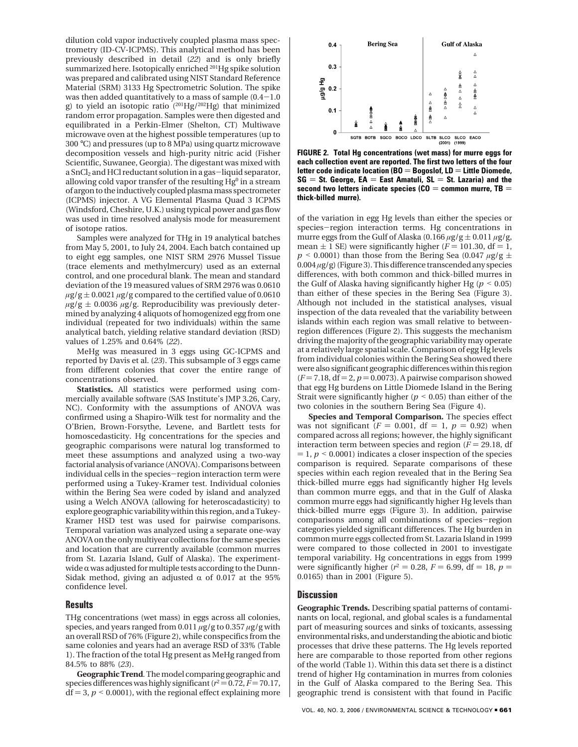dilution cold vapor inductively coupled plasma mass spectrometry (ID-CV-ICPMS). This analytical method has been previously described in detail (*22*) and is only briefly summarized here. Isotopically enriched $^{201}$Hg spike solution was prepared and calibrated using NIST Standard Reference Material (SRM) 3133 Hg Spectrometric Solution. The spike was then added quantitatively to a mass of sample (0.4−1.0 g) to yield an isotopic ratio ($^{201}$Hg/$^{202}$Hg) that minimized random error propagation. Samples were then digested and equilibrated in a Perkin-Elmer (Shelton, CT) Multiwave microwave oven at the highest possible temperatures (up to 300 °C) and pressures (up to 8 MPa) using quartz microwave decomposition vessels and high-purity nitric acid (Fisher Scientific, Suwanee, Georgia). The digestant was mixed with a $SnCl_2$ and HCl reductant solution in a gas−liquid separator, allowing cold vapor transfer of the resulting $Hg^0$ in a stream of argon to the inductively coupled plasma mass spectrometer (ICPMS) injector. A VG Elemental Plasma Quad 3 ICPMS (Windsford, Cheshire, U.K.) using typical power and gas flow was used in time resolved analysis mode for measurement of isotope ratios.

Samples were analyzed for THg in 19 analytical batches from May 5, 2001, to July 24, 2004. Each batch contained up to eight egg samples, one NIST SRM 2976 Mussel Tissue (trace elements and methylmercury) used as an external control, and one procedural blank. The mean and standard deviation of the 19 measured values of SRM 2976 was 0.0610 $\mu$g/g ± 0.0021 $\mu$g/g compared to the certified value of 0.0610 $\mu$g/g ± 0.0036 $\mu$g/g. Reproducibility was previously determined by analyzing 4 aliquots of homogenized egg from one individual (repeated for two individuals) within the same analytical batch, yielding relative standard deviation (RSD) values of 1.25% and 0.64% (*22*).

MeHg was measured in 3 eggs using GC-ICPMS and reported by Davis et al. (*23*). This subsample of 3 eggs came from different colonies that cover the entire range of concentrations observed.

**Statistics.** All statistics were performed using commercially available software (SAS Institute's JMP 3.26, Cary, NC). Conformity with the assumptions of ANOVA was confirmed using a Shapiro-Wilk test for normality and the O'Brien, Brown-Forsythe, Levene, and Bartlett tests for homoscedasticity. Hg concentrations for the species and geographic comparisons were natural log transformed to meet these assumptions and analyzed using a two-way factorial analysis of variance (ANOVA). Comparisons between individual cells in the species−region interaction term were performed using a Tukey-Kramer test. Individual colonies within the Bering Sea were coded by island and analyzed using a Welch ANOVA (allowing for heteroscadasticity) to explore geographic variability within this region, and a Tukey-Kramer HSD test was used for pairwise comparisons. Temporal variation was analyzed using a separate one-way ANOVA on the only multiyear collections for the same species and location that are currently available (common murres from St. Lazaria Island, Gulf of Alaska). The experiment-wide $\alpha$ was adjusted for multiple tests according to the Dunn-Sidak method, giving an adjusted $\alpha$ of 0.017 at the 95% confidence level.

## Results

THg concentrations (wet mass) in eggs across all colonies, species, and years ranged from 0.011 $\mu$g/g to 0.357 $\mu$g/g with an overall RSD of 76% (Figure 2), while conspecifics from the same colonies and years had an average RSD of 33% (Table 1). The fraction of the total Hg present as MeHg ranged from 84.5% to 88% (*23*).

**Geographic Trend.** The model comparing geographic and species differences was highly significant ($r^2 = 0.72$, $F = 70.17$, df = 3, $p < 0.0001$), with the regional effect explaining more of the variation in egg Hg levels than either the species or species−region interaction terms. Hg concentrations in murre eggs from the Gulf of Alaska (0.166 $\mu$g/g ± 0.011 $\mu$g/g, mean ± 1 SE) were significantly higher ($F = 101.30$, df = 1, $p < 0.0001$) than those from the Bering Sea (0.047 $\mu$g/g ± 0.004 $\mu$g/g) (Figure 3). This difference transcended any species differences, with both common and thick-billed murres in the Gulf of Alaska having significantly higher Hg ($p < 0.05$) than either of these species in the Bering Sea (Figure 3). Although not included in the statistical analyses, visual inspection of the data revealed that the variability between islands within each region was small relative to between-region differences (Figure 2). This suggests the mechanism driving the majority of the geographic variability may operate at a relatively large spatial scale. Comparison of egg Hg levels from individual colonies within the Bering Sea showed there were also significant geographic differences within this region ($F = 7.18$, df = 2, $p = 0.0073$). A pairwise comparison showed that egg Hg burdens on Little Diomede Island in the Bering Strait were significantly higher ($p < 0.05$) than either of the two colonies in the southern Bering Sea (Figure 4).

**Species and Temporal Comparison.** The species effect was not significant ($F = 0.001$, df = 1, $p = 0.92$) when compared across all regions; however, the highly significant interaction term between species and region ($F = 29.18$, df = 1, $p < 0.0001$) indicates a closer inspection of the species comparison is required. Separate comparisons of these species within each region revealed that in the Bering Sea thick-billed murre eggs had significantly higher Hg levels than common murre eggs, and that in the Gulf of Alaska common murre eggs had significantly higher Hg levels than thick-billed murre eggs (Figure 3). In addition, pairwise comparisons among all combinations of species−region categories yielded significant differences. The Hg burden in common murre eggs collected from St. Lazaria Island in 1999 were compared to those collected in 2001 to investigate temporal variability. Hg concentrations in eggs from 1999 were significantly higher ($r^2 = 0.28$, $F = 6.99$, df = 18, $p = 0.0165$) than in 2001 (Figure 5).

**FIGURE 2. Total Hg concentrations (wet mass) for murre eggs for each collection event are reported. The first two letters of the four letter code indicate location (BO = Bogoslof, LD = Little Diomede, SG = St. George, EA = East Amatuli, SL = St. Lazaria) and the second two letters indicate species (CO = common murre, TB = thick-billed murre).**

## Discussion

**Geographic Trends.** Describing spatial patterns of contaminants on local, regional, and global scales is a fundamental part of measuring sources and sinks of toxicants, assessing environmental risks, and understanding the abiotic and biotic processes that drive these patterns. The Hg levels reported here are comparable to those reported from other regions of the world (Table 1). Within this data set there is a distinct trend of higher Hg contamination in murres from colonies in the Gulf of Alaska compared to the Bering Sea. This geographic trend is consistent with that found in Pacific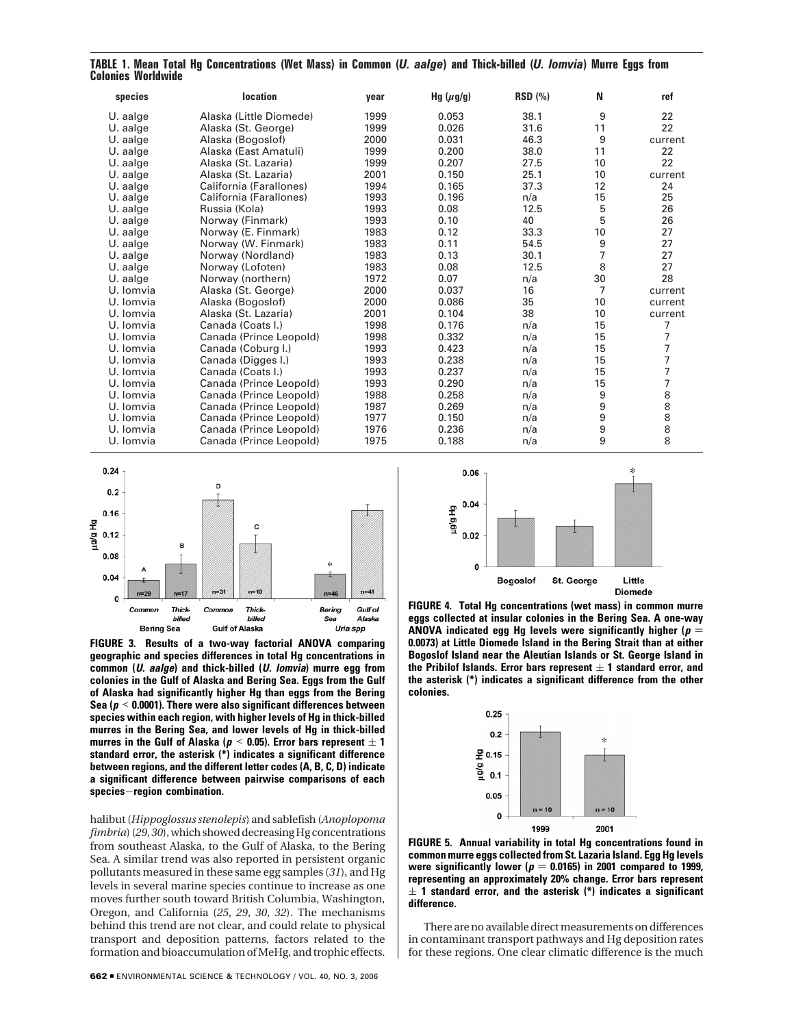**TABLE 1. Mean Total Hg Concentrations (Wet Mass) in Common (*U. aalge*) and Thick-billed (*U. lomvia*) Murre Eggs from Colonies Worldwide**

| species | location | year | Hg ($\mu$g/g) | RSD (%) | N | ref |
|---|---|---|---|---|---|---|
| U. aalge | Alaska (Little Diomede) | 1999 | 0.053 | 38.1 | 9 | 22 |
| U. aalge | Alaska (St. George) | 1999 | 0.026 | 31.6 | 11 | 22 |
| U. aalge | Alaska (Bogoslof) | 2000 | 0.031 | 46.3 | 9 | current |
| U. aalge | Alaska (East Amatuli) | 1999 | 0.200 | 38.0 | 11 | 22 |
| U. aalge | Alaska (St. Lazaria) | 1999 | 0.207 | 27.5 | 10 | 22 |
| U. aalge | Alaska (St. Lazaria) | 2001 | 0.150 | 25.1 | 10 | current |
| U. aalge | California (Farallones) | 1994 | 0.165 | 37.3 | 12 | 24 |
| U. aalge | California (Farallones) | 1993 | 0.196 | n/a | 15 | 25 |
| U. aalge | Russia (Kola) | 1993 | 0.08 | 12.5 | 5 | 26 |
| U. aalge | Norway (Finmark) | 1993 | 0.10 | 40 | 5 | 26 |
| U. aalge | Norway (E. Finmark) | 1983 | 0.12 | 33.3 | 10 | 27 |
| U. aalge | Norway (W. Finmark) | 1983 | 0.11 | 54.5 | 9 | 27 |
| U. aalge | Norway (Nordland) | 1983 | 0.13 | 30.1 | 7 | 27 |
| U. aalge | Norway (Lofoten) | 1983 | 0.08 | 12.5 | 8 | 27 |
| U. aalge | Norway (northern) | 1972 | 0.07 | n/a | 30 | 28 |
| U. lomvia | Alaska (St. George) | 2000 | 0.037 | 16 | 7 | current |
| U. lomvia | Alaska (Bogoslof) | 2000 | 0.086 | 35 | 10 | current |
| U. lomvia | Alaska (St. Lazaria) | 2001 | 0.104 | 38 | 10 | current |
| U. lomvia | Canada (Coats I.) | 1998 | 0.176 | n/a | 15 | 7 |
| U. lomvia | Canada (Prince Leopold) | 1998 | 0.332 | n/a | 15 | 7 |
| U. lomvia | Canada (Coburg I.) | 1993 | 0.423 | n/a | 15 | 7 |
| U. lomvia | Canada (Digges I.) | 1993 | 0.238 | n/a | 15 | 7 |
| U. lomvia | Canada (Coats I.) | 1993 | 0.237 | n/a | 15 | 7 |
| U. lomvia | Canada (Prince Leopold) | 1993 | 0.290 | n/a | 15 | 7 |
| U. lomvia | Canada (Prince Leopold) | 1988 | 0.258 | n/a | 9 | 8 |
| U. lomvia | Canada (Prince Leopold) | 1987 | 0.269 | n/a | 9 | 8 |
| U. lomvia | Canada (Prince Leopold) | 1977 | 0.150 | n/a | 9 | 8 |
| U. lomvia | Canada (Prince Leopold) | 1976 | 0.236 | n/a | 9 | 8 |
| U. lomvia | Canada (Prince Leopold) | 1975 | 0.188 | n/a | 9 | 8 |

**FIGURE 3. Results of a two-way factorial ANOVA comparing geographic and species differences in total Hg concentrations in common (*U. aalge*) and thick-billed (*U. lomvia*) murre egg from colonies in the Gulf of Alaska and Bering Sea. Eggs from the Gulf of Alaska had significantly higher Hg than eggs from the Bering Sea ($p < 0.0001$). There were also significant differences between species within each region, with higher levels of Hg in thick-billed murres in the Bering Sea, and lower levels of Hg in thick-billed murres in the Gulf of Alaska ($p < 0.05$). Error bars represent $\pm$ 1 standard error, the asterisk (*) indicates a significant difference between regions, and the different letter codes (A, B, C, D) indicate a significant difference between pairwise comparisons of each species−region combination.**

halibut (*Hippoglossus stenolepis*) and sablefish (*Anoplopoma fimbria*) (*29, 30*), which showed decreasing Hg concentrations from southeast Alaska, to the Gulf of Alaska, to the Bering Sea. A similar trend was also reported in persistent organic pollutants measured in these same egg samples (*31*), and Hg levels in several marine species continue to increase as one moves further south toward British Columbia, Washington, Oregon, and California (*25, 29, 30, 32*). The mechanisms behind this trend are not clear, and could relate to physical transport and deposition patterns, factors related to the formation and bioaccumulation of MeHg, and trophic effects.

**FIGURE 4. Total Hg concentrations (wet mass) in common murre eggs collected at insular colonies in the Bering Sea. A one-way ANOVA indicated egg Hg levels were significantly higher ($p = 0.0073$) at Little Diomede Island in the Bering Strait than at either Bogoslof Island near the Aleutian Islands or St. George Island in the Pribilof Islands. Error bars represent $\pm$ 1 standard error, and the asterisk (*) indicates a significant difference from the other colonies.**

**FIGURE 5. Annual variability in total Hg concentrations found in common murre eggs collected from St. Lazaria Island. Egg Hg levels were significantly lower ($p = 0.0165$) in 2001 compared to 1999, representing an approximately 20% change. Error bars represent $\pm$ 1 standard error, and the asterisk (*) indicates a significant difference.**

There are no available direct measurements on differences in contaminant transport pathways and Hg deposition rates for these regions. One clear climatic difference is the much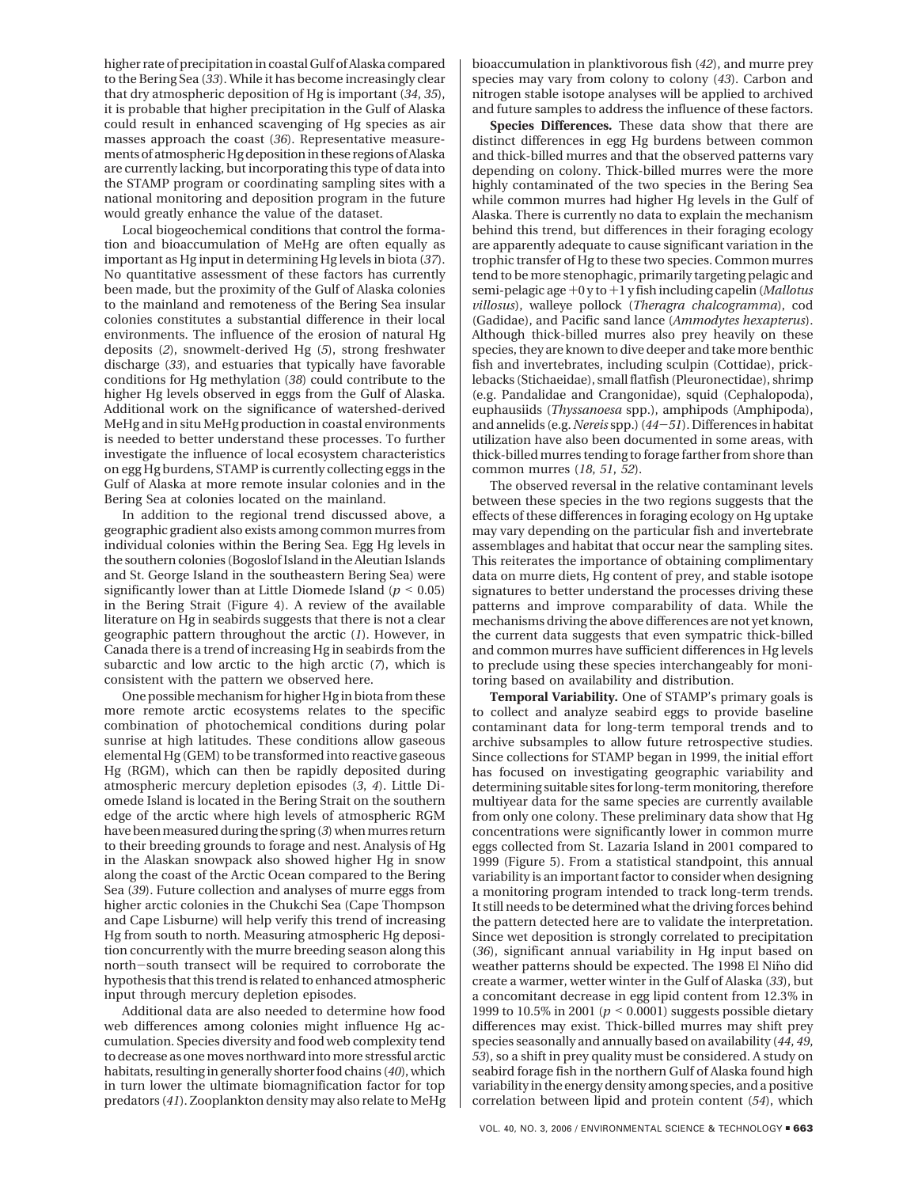higher rate of precipitation in coastal Gulf of Alaska compared to the Bering Sea (*33*). While it has become increasingly clear that dry atmospheric deposition of Hg is important (*34*, *35*), it is probable that higher precipitation in the Gulf of Alaska could result in enhanced scavenging of Hg species as air masses approach the coast (*36*). Representative measurements of atmospheric Hg deposition in these regions of Alaska are currently lacking, but incorporating this type of data into the STAMP program or coordinating sampling sites with a national monitoring and deposition program in the future would greatly enhance the value of the dataset.

Local biogeochemical conditions that control the formation and bioaccumulation of MeHg are often equally as important as Hg input in determining Hg levels in biota (*37*). No quantitative assessment of these factors has currently been made, but the proximity of the Gulf of Alaska colonies to the mainland and remoteness of the Bering Sea insular colonies constitutes a substantial difference in their local environments. The influence of the erosion of natural Hg deposits (*2*), snowmelt-derived Hg (*5*), strong freshwater discharge (*33*), and estuaries that typically have favorable conditions for Hg methylation (*38*) could contribute to the higher Hg levels observed in eggs from the Gulf of Alaska. Additional work on the significance of watershed-derived MeHg and in situ MeHg production in coastal environments is needed to better understand these processes. To further investigate the influence of local ecosystem characteristics on egg Hg burdens, STAMP is currently collecting eggs in the Gulf of Alaska at more remote insular colonies and in the Bering Sea at colonies located on the mainland.

In addition to the regional trend discussed above, a geographic gradient also exists among common murres from individual colonies within the Bering Sea. Egg Hg levels in the southern colonies (Bogoslof Island in the Aleutian Islands and St. George Island in the southeastern Bering Sea) were significantly lower than at Little Diomede Island ($p < 0.05$) in the Bering Strait (Figure 4). A review of the available literature on Hg in seabirds suggests that there is not a clear geographic pattern throughout the arctic (*1*). However, in Canada there is a trend of increasing Hg in seabirds from the subarctic and low arctic to the high arctic (*7*), which is consistent with the pattern we observed here.

One possible mechanism for higher Hg in biota from these more remote arctic ecosystems relates to the specific combination of photochemical conditions during polar sunrise at high latitudes. These conditions allow gaseous elemental Hg (GEM) to be transformed into reactive gaseous Hg (RGM), which can then be rapidly deposited during atmospheric mercury depletion episodes (*3*, *4*). Little Diomede Island is located in the Bering Strait on the southern edge of the arctic where high levels of atmospheric RGM have been measured during the spring (*3*) when murres return to their breeding grounds to forage and nest. Analysis of Hg in the Alaskan snowpack also showed higher Hg in snow along the coast of the Arctic Ocean compared to the Bering Sea (*39*). Future collection and analyses of murre eggs from higher arctic colonies in the Chukchi Sea (Cape Thompson and Cape Lisburne) will help verify this trend of increasing Hg from south to north. Measuring atmospheric Hg deposition concurrently with the murre breeding season along this north–south transect will be required to corroborate the hypothesis that this trend is related to enhanced atmospheric input through mercury depletion episodes.

Additional data are also needed to determine how food web differences among colonies might influence Hg accumulation. Species diversity and food web complexity tend to decrease as one moves northward into more stressful arctic habitats, resulting in generally shorter food chains (*40*), which in turn lower the ultimate biomagnification factor for top predators (*41*). Zooplankton density may also relate to MeHg bioaccumulation in planktivorous fish (*42*), and murre prey species may vary from colony to colony (*43*). Carbon and nitrogen stable isotope analyses will be applied to archived and future samples to address the influence of these factors.

**Species Differences.** These data show that there are distinct differences in egg Hg burdens between common and thick-billed murres and that the observed patterns vary depending on colony. Thick-billed murres were the more highly contaminated of the two species in the Bering Sea while common murres had higher Hg levels in the Gulf of Alaska. There is currently no data to explain the mechanism behind this trend, but differences in their foraging ecology are apparently adequate to cause significant variation in the trophic transfer of Hg to these two species. Common murres tend to be more stenophagic, primarily targeting pelagic and semi-pelagic age +0 y to +1 y fish including capelin (*Mallotus villosus*), walleye pollock (*Theragra chalcogramma*), cod (Gadidae), and Pacific sand lance (*Ammodytes hexapterus*). Although thick-billed murres also prey heavily on these species, they are known to dive deeper and take more benthic fish and invertebrates, including sculpin (Cottidae), pricklebacks (Stichaeidae), small flatfish (Pleuronectidae), shrimp (e.g. Pandalidae and Crangonidae), squid (Cephalopoda), euphausiids (*Thyssanoesa* spp.), amphipods (Amphipoda), and annelids (e.g. *Nereis* spp.) (*44*–*51*). Differences in habitat utilization have also been documented in some areas, with thick-billed murres tending to forage farther from shore than common murres (*18*, *51*, *52*).

The observed reversal in the relative contaminant levels between these species in the two regions suggests that the effects of these differences in foraging ecology on Hg uptake may vary depending on the particular fish and invertebrate assemblages and habitat that occur near the sampling sites. This reiterates the importance of obtaining complimentary data on murre diets, Hg content of prey, and stable isotope signatures to better understand the processes driving these patterns and improve comparability of data. While the mechanisms driving the above differences are not yet known, the current data suggests that even sympatric thick-billed and common murres have sufficient differences in Hg levels to preclude using these species interchangeably for monitoring based on availability and distribution.

**Temporal Variability.** One of STAMP's primary goals is to collect and analyze seabird eggs to provide baseline contaminant data for long-term temporal trends and to archive subsamples to allow future retrospective studies. Since collections for STAMP began in 1999, the initial effort has focused on investigating geographic variability and determining suitable sites for long-term monitoring, therefore multiyear data for the same species are currently available from only one colony. These preliminary data show that Hg concentrations were significantly lower in common murre eggs collected from St. Lazaria Island in 2001 compared to 1999 (Figure 5). From a statistical standpoint, this annual variability is an important factor to consider when designing a monitoring program intended to track long-term trends. It still needs to be determined what the driving forces behind the pattern detected here are to validate the interpretation. Since wet deposition is strongly correlated to precipitation (*36*), significant annual variability in Hg input based on weather patterns should be expected. The 1998 El Niño did create a warmer, wetter winter in the Gulf of Alaska (*33*), but a concomitant decrease in egg lipid content from 12.3% in 1999 to 10.5% in 2001 ($p < 0.0001$) suggests possible dietary differences may exist. Thick-billed murres may shift prey species seasonally and annually based on availability (*44*, *49*, *53*), so a shift in prey quality must be considered. A study on seabird forage fish in the northern Gulf of Alaska found high variability in the energy density among species, and a positive correlation between lipid and protein content (*54*), which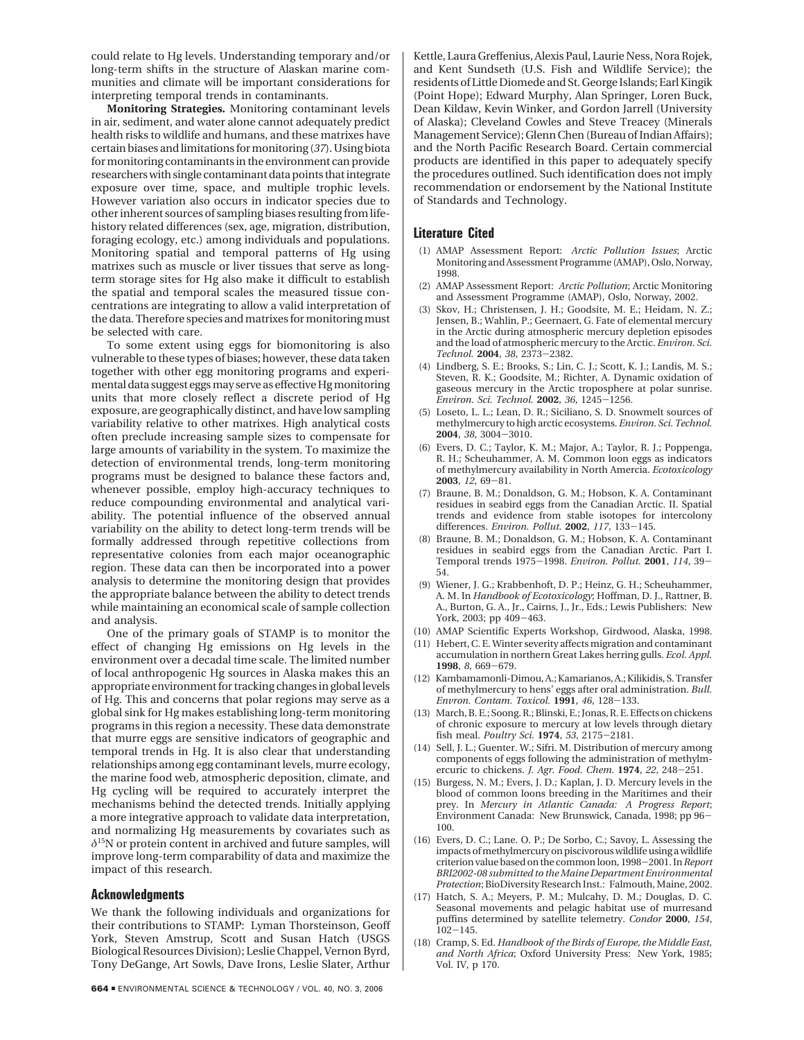could relate to Hg levels. Understanding temporary and/or long-term shifts in the structure of Alaskan marine communities and climate will be important considerations for interpreting temporal trends in contaminants.

**Monitoring Strategies.** Monitoring contaminant levels in air, sediment, and water alone cannot adequately predict health risks to wildlife and humans, and these matrixes have certain biases and limitations for monitoring (*37*). Using biota for monitoring contaminants in the environment can provide researchers with single contaminant data points that integrate exposure over time, space, and multiple trophic levels. However variation also occurs in indicator species due to other inherent sources of sampling biases resulting from life-history related differences (sex, age, migration, distribution, foraging ecology, etc.) among individuals and populations. Monitoring spatial and temporal patterns of Hg using matrixes such as muscle or liver tissues that serve as long-term storage sites for Hg also make it difficult to establish the spatial and temporal scales the measured tissue concentrations are integrating to allow a valid interpretation of the data. Therefore species and matrixes for monitoring must be selected with care.

To some extent using eggs for biomonitoring is also vulnerable to these types of biases; however, these data taken together with other egg monitoring programs and experimental data suggest eggs may serve as effective Hg monitoring units that more closely reflect a discrete period of Hg exposure, are geographically distinct, and have low sampling variability relative to other matrixes. High analytical costs often preclude increasing sample sizes to compensate for large amounts of variability in the system. To maximize the detection of environmental trends, long-term monitoring programs must be designed to balance these factors and, whenever possible, employ high-accuracy techniques to reduce compounding environmental and analytical variability. The potential influence of the observed annual variability on the ability to detect long-term trends will be formally addressed through repetitive collections from representative colonies from each major oceanographic region. These data can then be incorporated into a power analysis to determine the monitoring design that provides the appropriate balance between the ability to detect trends while maintaining an economical scale of sample collection and analysis.

One of the primary goals of STAMP is to monitor the effect of changing Hg emissions on Hg levels in the environment over a decadal time scale. The limited number of local anthropogenic Hg sources in Alaska makes this an appropriate environment for tracking changes in global levels of Hg. This and concerns that polar regions may serve as a global sink for Hg makes establishing long-term monitoring programs in this region a necessity. These data demonstrate that murre eggs are sensitive indicators of geographic and temporal trends in Hg. It is also clear that understanding relationships among egg contaminant levels, murre ecology, the marine food web, atmospheric deposition, climate, and Hg cycling will be required to accurately interpret the mechanisms behind the detected trends. Initially applying a more integrative approach to validate data interpretation, and normalizing Hg measurements by covariates such as $\delta^{15}N$ or protein content in archived and future samples, will improve long-term comparability of data and maximize the impact of this research.

## Acknowledgments

We thank the following individuals and organizations for their contributions to STAMP: Lyman Thorsteinson, Geoff York, Steven Amstrup, Scott and Susan Hatch (USGS Biological Resources Division); Leslie Chappel, Vernon Byrd, Tony DeGange, Art Sowls, Dave Irons, Leslie Slater, Arthur Kettle, Laura Greffenius, Alexis Paul, Laurie Ness, Nora Rojek, and Kent Sundseth (U.S. Fish and Wildlife Service); the residents of Little Diomede and St. George Islands; Earl Kingik (Point Hope); Edward Murphy, Alan Springer, Loren Buck, Dean Kildaw, Kevin Winker, and Gordon Jarrell (University of Alaska); Cleveland Cowles and Steve Treacey (Minerals Management Service); Glenn Chen (Bureau of Indian Affairs); and the North Pacific Research Board. Certain commercial products are identified in this paper to adequately specify the procedures outlined. Such identification does not imply recommendation or endorsement by the National Institute of Standards and Technology.

## Literature Cited

(1) AMAP Assessment Report: *Arctic Pollution Issues*; Arctic Monitoring and Assessment Programme (AMAP), Oslo, Norway, 1998.

(2) AMAP Assessment Report: *Arctic Pollution*; Arctic Monitoring and Assessment Programme (AMAP), Oslo, Norway, 2002.

(3) Skov, H.; Christensen, J. H.; Goodsite, M. E.; Heidam, N. Z.; Jensen, B.; Wahlin, P.; Geernaert, G. Fate of elemental mercury in the Arctic during atmospheric mercury depletion episodes and the load of atmospheric mercury to the Arctic. *Environ. Sci. Technol.* **2004**, *38*, 2373−2382.

(4) Lindberg, S. E.; Brooks, S.; Lin, C. J.; Scott, K. J.; Landis, M. S.; Steven, R. K.; Goodsite, M.; Richter, A. Dynamic oxidation of gaseous mercury in the Arctic troposphere at polar sunrise. *Environ. Sci. Technol.* **2002**, *36*, 1245−1256.

(5) Loseto, L. L.; Lean, D. R.; Siciliano, S. D. Snowmelt sources of methylmercury to high arctic ecosystems. *Environ. Sci. Technol.* **2004**, *38*, 3004−3010.

(6) Evers, D. C.; Taylor, K. M.; Major, A.; Taylor, R. J.; Poppenga, R. H.; Scheuhammer, A. M. Common loon eggs as indicators of methylmercury availability in North Amercia. *Ecotoxicology* **2003**, *12*, 69−81.

(7) Braune, B. M.; Donaldson, G. M.; Hobson, K. A. Contaminant residues in seabird eggs from the Canadian Arctic. II. Spatial trends and evidence from stable isotopes for intercolony differences. *Environ. Pollut.* **2002**, *117*, 133−145.

(8) Braune, B. M.; Donaldson, G. M.; Hobson, K. A. Contaminant residues in seabird eggs from the Canadian Arctic. Part I. Temporal trends 1975−1998. *Environ. Pollut.* **2001**, *114*, 39−54.

(9) Wiener, J. G.; Krabbenhoft, D. P.; Heinz, G. H.; Scheuhammer, A. M. In *Handbook of Ecotoxicology*; Hoffman, D. J., Rattner, B. A., Burton, G. A., Jr., Cairns, J., Jr., Eds.; Lewis Publishers: New York, 2003; pp 409−463.

(10) AMAP Scientific Experts Workshop, Girdwood, Alaska, 1998.

(11) Hebert, C. E. Winter severity affects migration and contaminant accumulation in northern Great Lakes herring gulls. *Ecol. Appl.* **1998**, *8*, 669−679.

(12) Kambamamonli-Dimou, A.; Kamarianos, A.; Kilikidis, S. Transfer of methylmercury to hens' eggs after oral administration. *Bull. Envron. Contam. Toxicol.* **1991**, *46*, 128−133.

(13) March, B. E.; Soong. R.; Blinski, E.; Jonas, R. E. Effects on chickens of chronic exposure to mercury at low levels through dietary fish meal. *Poultry Sci.* **1974**, *53*, 2175−2181.

(14) Sell, J. L.; Guenter. W.; Sifri. M. Distribution of mercury among components of eggs following the administration of methylmercuric to chickens. *J. Agr. Food. Chem.* **1974**, *22*, 248−251.

(15) Burgess, N. M.; Evers, J. D.; Kaplan, J. D. Mercury levels in the blood of common loons breeding in the Maritimes and their prey. In *Mercury in Atlantic Canada: A Progress Report*; Environment Canada: New Brunswick, Canada, 1998; pp 96−100.

(16) Evers, D. C.; Lane. O. P.; De Sorbo, C.; Savoy, L. Assessing the impacts of methylmercury on piscivorous wildlife using a wildlife criterion value based on the common loon, 1998−2001. In *Report BRI2002-08 submitted to the Maine Department Environmental Protection*; BioDiversity Research Inst.: Falmouth, Maine, 2002.

(17) Hatch, S. A.; Meyers, P. M.; Mulcahy, D. M.; Douglas, D. C. Seasonal movements and pelagic habitat use of murresand puffins determined by satellite telemetry. *Condor* **2000**, *154*, 102−145.

(18) Cramp, S. Ed. *Handbook of the Birds of Europe, the Middle East, and North Africa*; Oxford University Press: New York, 1985; Vol. IV, p 170.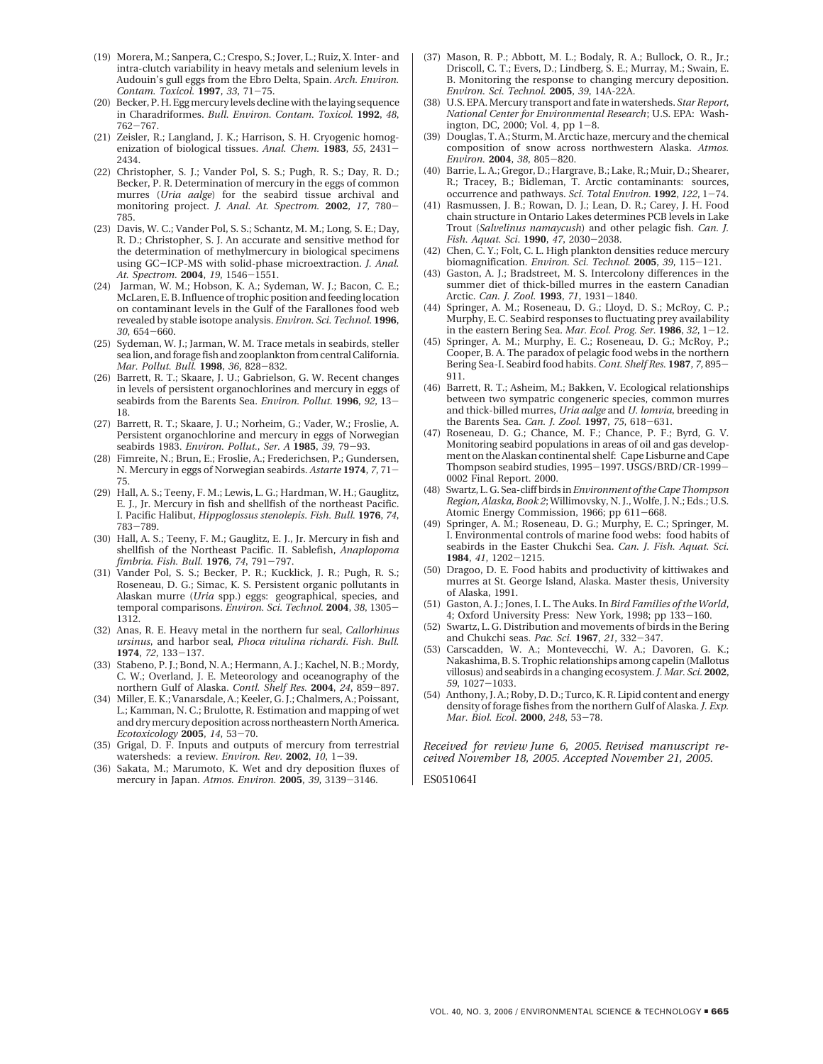(19) Morera, M.; Sanpera, C.; Crespo, S.; Jover, L.; Ruiz, X. Inter- and intra-clutch variability in heavy metals and selenium levels in Audouin's gull eggs from the Ebro Delta, Spain. *Arch. Environ. Contam. Toxicol.* **1997**, *33*, 71–75.

(20) Becker, P. H. Egg mercury levels decline with the laying sequence in Charadriformes. *Bull. Environ. Contam. Toxicol.* **1992**, *48*, 762–767.

(21) Zeisler, R.; Langland, J. K.; Harrison, S. H. Cryogenic homogenization of biological tissues. *Anal. Chem.* **1983**, *55*, 2431–2434.

(22) Christopher, S. J.; Vander Pol, S. S.; Pugh, R. S.; Day, R. D.; Becker, P. R. Determination of mercury in the eggs of common murres (*Uria aalge*) for the seabird tissue archival and monitoring project. *J. Anal. At. Spectrom.* **2002**, *17*, 780–785.

(23) Davis, W. C.; Vander Pol, S. S.; Schantz, M. M.; Long, S. E.; Day, R. D.; Christopher, S. J. An accurate and sensitive method for the determination of methylmercury in biological specimens using GC–ICP-MS with solid-phase microextraction. *J. Anal. At. Spectrom.* **2004**, *19*, 1546–1551.

(24) Jarman, W. M.; Hobson, K. A.; Sydeman, W. J.; Bacon, C. E.; McLaren, E. B. Influence of trophic position and feeding location on contaminant levels in the Gulf of the Farallones food web revealed by stable isotope analysis. *Environ. Sci. Technol.* **1996**, *30*, 654–660.

(25) Sydeman, W. J.; Jarman, W. M. Trace metals in seabirds, steller sea lion, and forage fish and zooplankton from central California. *Mar. Pollut. Bull.* **1998**, *36*, 828–832.

(26) Barrett, R. T.; Skaare, J. U.; Gabrielson, G. W. Recent changes in levels of persistent organochlorines and mercury in eggs of seabirds from the Barents Sea. *Environ. Pollut.* **1996**, *92*, 13–18.

(27) Barrett, R. T.; Skaare, J. U.; Norheim, G.; Vader, W.; Froslie, A. Persistent organochlorine and mercury in eggs of Norwegian seabirds 1983. *Environ. Pollut., Ser. A* **1985**, *39*, 79–93.

(28) Fimreite, N.; Brun, E.; Froslie, A.; Frederichsen, P.; Gundersen, N. Mercury in eggs of Norwegian seabirds. *Astarte* **1974**, *7*, 71–75.

(29) Hall, A. S.; Teeny, F. M.; Lewis, L. G.; Hardman, W. H.; Gauglitz, E. J., Jr. Mercury in fish and shellfish of the northeast Pacific. I. Pacific Halibut, *Hippoglossus stenolepis*. *Fish. Bull.* **1976**, *74*, 783–789.

(30) Hall, A. S.; Teeny, F. M.; Gauglitz, E. J., Jr. Mercury in fish and shellfish of the Northeast Pacific. II. Sablefish, *Anaplopoma fimbria*. *Fish. Bull.* **1976**, *74*, 791–797.

(31) Vander Pol, S. S.; Becker, P. R.; Kucklick, J. R.; Pugh, R. S.; Roseneau, D. G.; Simac, K. S. Persistent organic pollutants in Alaskan murre (*Uria* spp.) eggs: geographical, species, and temporal comparisons. *Environ. Sci. Technol.* **2004**, *38*, 1305–1312.

(32) Anas, R. E. Heavy metal in the northern fur seal, *Callorhinus ursinus*, and harbor seal, *Phoca vitulina richardi*. *Fish. Bull.* **1974**, *72*, 133–137.

(33) Stabeno, P. J.; Bond, N. A.; Hermann, A. J.; Kachel, N. B.; Mordy, C. W.; Overland, J. E. Meteorology and oceanography of the northern Gulf of Alaska. *Contl. Shelf Res.* **2004**, *24*, 859–897.

(34) Miller, E. K.; Vanarsdale, A.; Keeler, G. J.; Chalmers, A.; Poissant, L.; Kamman, N. C.; Brulotte, R. Estimation and mapping of wet and dry mercury deposition across northeastern North America. *Ecotoxicology* **2005**, *14*, 53–70.

(35) Grigal, D. F. Inputs and outputs of mercury from terrestrial watersheds: a review. *Environ. Rev.* **2002**, *10*, 1–39.

(36) Sakata, M.; Marumoto, K. Wet and dry deposition fluxes of mercury in Japan. *Atmos. Environ.* **2005**, *39*, 3139–3146.

(37) Mason, R. P.; Abbott, M. L.; Bodaly, R. A.; Bullock, O. R., Jr.; Driscoll, C. T.; Evers, D.; Lindberg, S. E.; Murray, M.; Swain, E. B. Monitoring the response to changing mercury deposition. *Environ. Sci. Technol.* **2005**, *39*, 14A-22A.

(38) U.S. EPA. Mercury transport and fate in watersheds. *Star Report, National Center for Environmental Research*; U.S. EPA: Washington, DC, 2000; Vol. 4, pp 1–8.

(39) Douglas, T. A.; Sturm, M. Arctic haze, mercury and the chemical composition of snow across northwestern Alaska. *Atmos. Environ.* **2004**, *38*, 805–820.

(40) Barrie, L. A.; Gregor, D.; Hargrave, B.; Lake, R.; Muir, D.; Shearer, R.; Tracey, B.; Bidleman, T. Arctic contaminants: sources, occurrence and pathways. *Sci. Total Environ.* **1992**, *122*, 1–74.

(41) Rasmussen, J. B.; Rowan, D. J.; Lean, D. R.; Carey, J. H. Food chain structure in Ontario Lakes determines PCB levels in Lake Trout (*Salvelinus namaycush*) and other pelagic fish. *Can. J. Fish. Aquat. Sci.* **1990**, *47*, 2030–2038.

(42) Chen, C. Y.; Folt, C. L. High plankton densities reduce mercury biomagnification. *Environ. Sci. Technol.* **2005**, *39*, 115–121.

(43) Gaston, A. J.; Bradstreet, M. S. Intercolony differences in the summer diet of thick-billed murres in the eastern Canadian Arctic. *Can. J. Zool.* **1993**, *71*, 1931–1840.

(44) Springer, A. M.; Roseneau, D. G.; Lloyd, D. S.; McRoy, C. P.; Murphy, E. C. Seabird responses to fluctuating prey availability in the eastern Bering Sea. *Mar. Ecol. Prog. Ser.* **1986**, *32*, 1–12.

(45) Springer, A. M.; Murphy, E. C.; Roseneau, D. G.; McRoy, P.; Cooper, B. A. The paradox of pelagic food webs in the northern Bering Sea-I. Seabird food habits. *Cont. Shelf Res.* **1987**, *7*, 895–911.

(46) Barrett, R. T.; Asheim, M.; Bakken, V. Ecological relationships between two sympatric congeneric species, common murres and thick-billed murres, *Uria aalge* and *U. lomvia*, breeding in the Barents Sea. *Can. J. Zool.* **1997**, *75*, 618–631.

(47) Roseneau, D. G.; Chance, M. F.; Chance, P. F.; Byrd, G. V. Monitoring seabird populations in areas of oil and gas development on the Alaskan continental shelf: Cape Lisburne and Cape Thompson seabird studies, 1995–1997. USGS/BRD/CR-1999–0002 Final Report. 2000.

(48) Swartz, L. G. Sea-cliff birds in *Environment of the Cape Thompson Region, Alaska, Book 2*; Willimovsky, N. J., Wolfe, J. N.; Eds.; U.S. Atomic Energy Commission, 1966; pp 611–668.

(49) Springer, A. M.; Roseneau, D. G.; Murphy, E. C.; Springer, M. I. Environmental controls of marine food webs: food habits of seabirds in the Easter Chukchi Sea. *Can. J. Fish. Aquat. Sci.* **1984**, *41*, 1202–1215.

(50) Dragoo, D. E. Food habits and productivity of kittiwakes and murres at St. George Island, Alaska. Master thesis, University of Alaska, 1991.

(51) Gaston, A. J.; Jones, I. L. The Auks. In *Bird Families of the World*, 4; Oxford University Press: New York, 1998; pp 133–160.

(52) Swartz, L. G. Distribution and movements of birds in the Bering and Chukchi seas. *Pac. Sci.* **1967**, *21*, 332–347.

(53) Carscadden, W. A.; Montevecchi, W. A.; Davoren, G. K.; Nakashima, B. S. Trophic relationships among capelin (Mallotus villosus) and seabirds in a changing ecosystem. *J. Mar. Sci.* **2002**, *59*, 1027–1033.

(54) Anthony, J. A.; Roby, D. D.; Turco, K. R. Lipid content and energy density of forage fishes from the northern Gulf of Alaska. *J. Exp. Mar. Biol. Ecol.* **2000**, *248*, 53–78.

*Received for review June 6, 2005. Revised manuscript received November 18, 2005. Accepted November 21, 2005.*

ES051064I